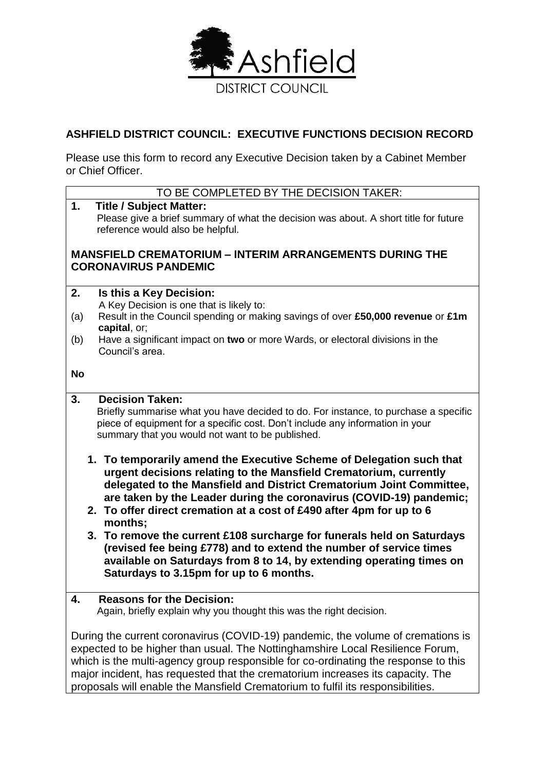Ashfield

DISTRICT COUNCIL

## ASHFIELD DISTRICT COUNCIL: EXECUTIVE FUNCTIONS DECISION RECORD

Please use this form to record any Executive Decision taken by a Cabinet Member or Chief Officer.

TO BE COMPLETED BY THE DECISION TAKER:

**1. Title / Subject Matter:**

Please give a brief summary of what the decision was about. A short title for future reference would also be helpful.

**MANSFIELD CREMATORIUM – INTERIM ARRANGEMENTS DURING THE CORONAVIRUS PANDEMIC**

**2. Is this a Key Decision:**

A Key Decision is one that is likely to:

(a) Result in the Council spending or making savings of over **£50,000 revenue** or **£1m capital**, or;

(b) Have a significant impact on **two** or more Wards, or electoral divisions in the Council's area.

**No**

**3. Decision Taken:**

Briefly summarise what you have decided to do. For instance, to purchase a specific piece of equipment for a specific cost. Don't include any information in your summary that you would not want to be published.

1. **To temporarily amend the Executive Scheme of Delegation such that urgent decisions relating to the Mansfield Crematorium, currently delegated to the Mansfield and District Crematorium Joint Committee, are taken by the Leader during the coronavirus (COVID-19) pandemic;**
2. **To offer direct cremation at a cost of £490 after 4pm for up to 6 months;**
3. **To remove the current £108 surcharge for funerals held on Saturdays (revised fee being £778) and to extend the number of service times available on Saturdays from 8 to 14, by extending operating times on Saturdays to 3.15pm for up to 6 months.**

**4. Reasons for the Decision:**

Again, briefly explain why you thought this was the right decision.

During the current coronavirus (COVID-19) pandemic, the volume of cremations is expected to be higher than usual. The Nottinghamshire Local Resilience Forum, which is the multi-agency group responsible for co-ordinating the response to this major incident, has requested that the crematorium increases its capacity. The proposals will enable the Mansfield Crematorium to fulfil its responsibilities.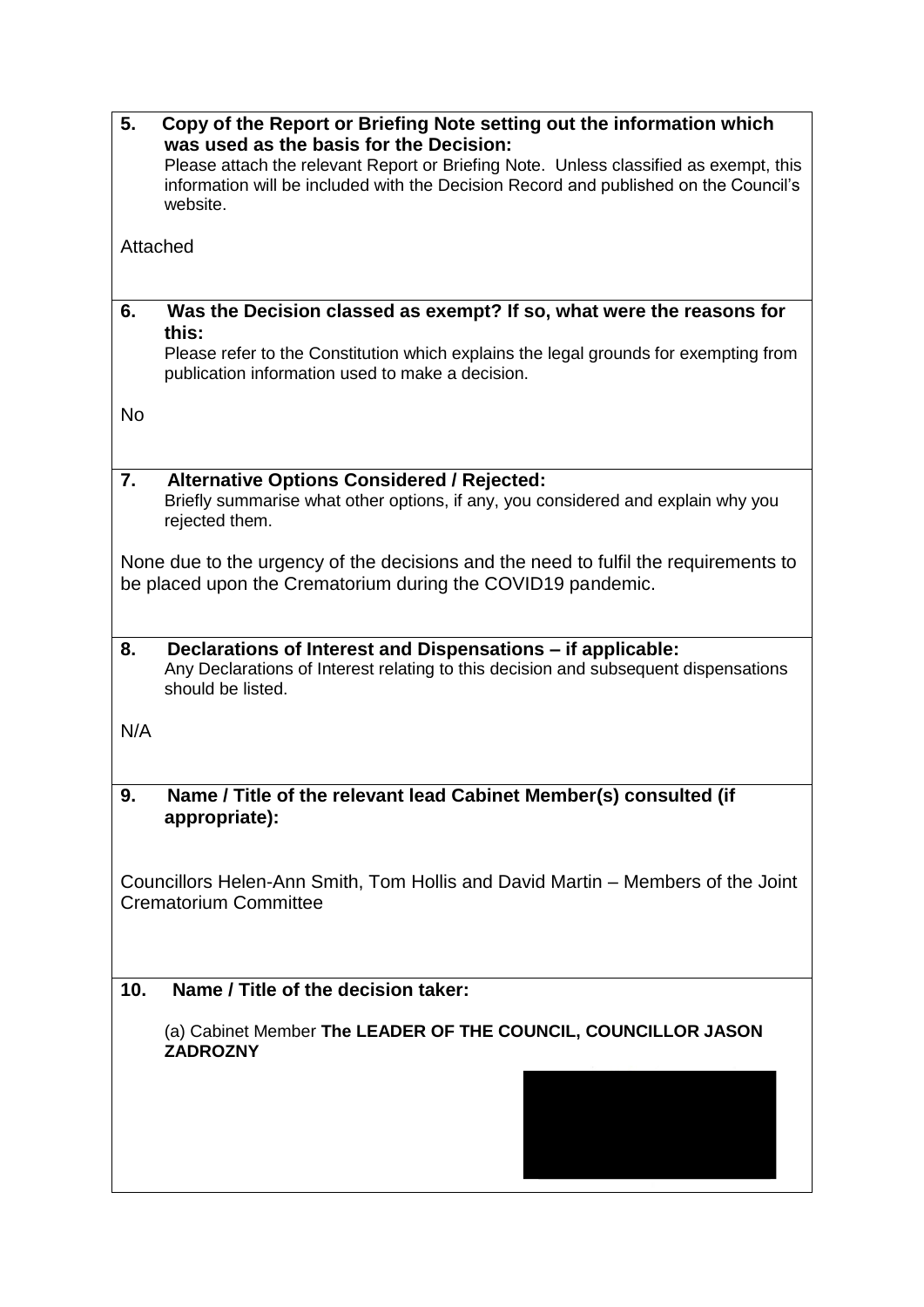**5. Copy of the Report or Briefing Note setting out the information which was used as the basis for the Decision:**

Please attach the relevant Report or Briefing Note. Unless classified as exempt, this information will be included with the Decision Record and published on the Council's website.

Attached

**6. Was the Decision classed as exempt? If so, what were the reasons for this:**

Please refer to the Constitution which explains the legal grounds for exempting from publication information used to make a decision.

No

**7. Alternative Options Considered / Rejected:**

Briefly summarise what other options, if any, you considered and explain why you rejected them.

None due to the urgency of the decisions and the need to fulfil the requirements to be placed upon the Crematorium during the COVID19 pandemic.

**8. Declarations of Interest and Dispensations – if applicable:**

Any Declarations of Interest relating to this decision and subsequent dispensations should be listed.

N/A

**9. Name / Title of the relevant lead Cabinet Member(s) consulted (if appropriate):**

Councillors Helen-Ann Smith, Tom Hollis and David Martin – Members of the Joint Crematorium Committee

**10. Name / Title of the decision taker:**

(a) Cabinet Member **The LEADER OF THE COUNCIL, COUNCILLOR JASON ZADROZNY**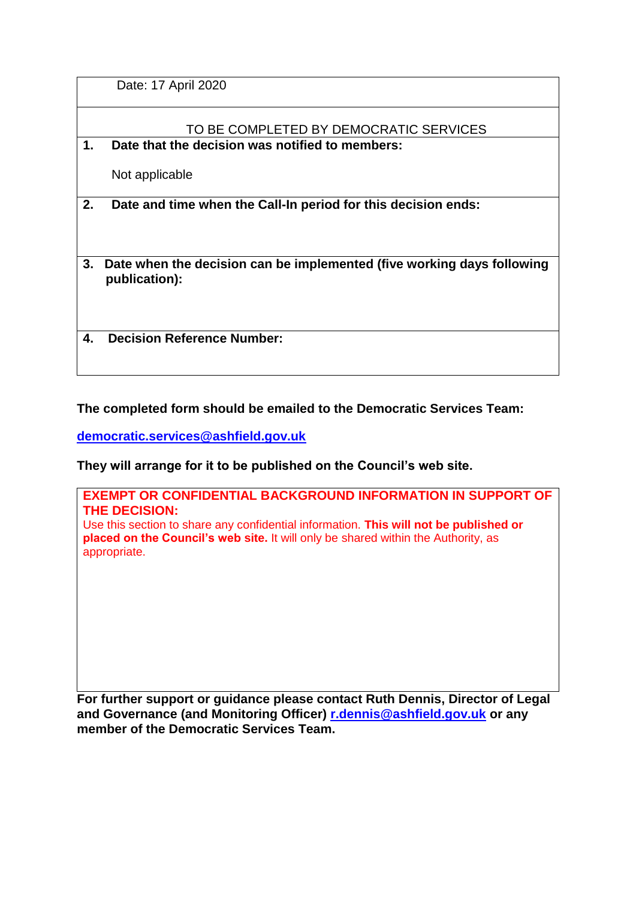| Date: 17 April 2020 |
|---|
| TO BE COMPLETED BY DEMOCRATIC SERVICES |
| **1. Date that the decision was notified to members:**<br><br>Not applicable |
| **2. Date and time when the Call-In period for this decision ends:** |
| **3. Date when the decision can be implemented (five working days following publication):** |
| **4. Decision Reference Number:** |

**The completed form should be emailed to the Democratic Services Team:**

**democratic.services@ashfield.gov.uk**

**They will arrange for it to be published on the Council's web site.**

| **EXEMPT OR CONFIDENTIAL BACKGROUND INFORMATION IN SUPPORT OF THE DECISION:**<br>Use this section to share any confidential information. **This will not be published or placed on the Council's web site.** It will only be shared within the Authority, as appropriate. |
|---|

**For further support or guidance please contact Ruth Dennis, Director of Legal and Governance (and Monitoring Officer) r.dennis@ashfield.gov.uk or any member of the Democratic Services Team.**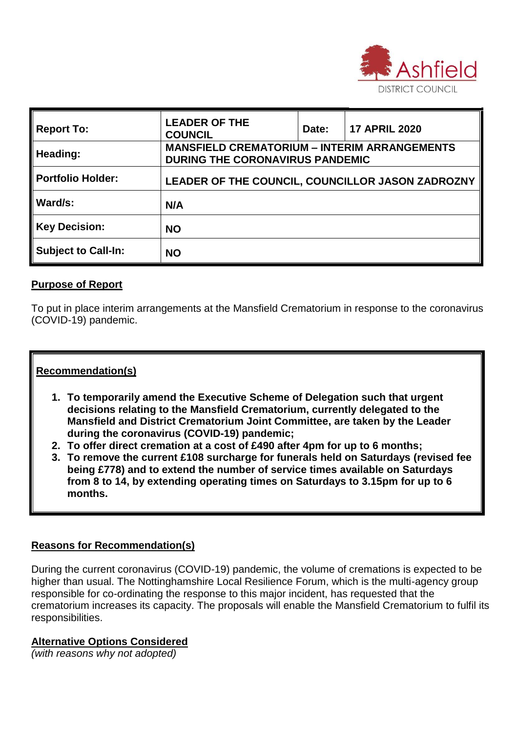| Report To: | LEADER OF THE COUNCIL | Date: | 17 APRIL 2020 |
|---|---|---|---|
| Heading: | MANSFIELD CREMATORIUM – INTERIM ARRANGEMENTS DURING THE CORONAVIRUS PANDEMIC | | |
| Portfolio Holder: | LEADER OF THE COUNCIL, COUNCILLOR JASON ZADROZNY | | |
| Ward/s: | N/A | | |
| Key Decision: | NO | | |
| Subject to Call-In: | NO | | |

## Purpose of Report

To put in place interim arrangements at the Mansfield Crematorium in response to the coronavirus (COVID-19) pandemic.

## Recommendation(s)

1. **To temporarily amend the Executive Scheme of Delegation such that urgent decisions relating to the Mansfield Crematorium, currently delegated to the Mansfield and District Crematorium Joint Committee, are taken by the Leader during the coronavirus (COVID-19) pandemic;**
2. **To offer direct cremation at a cost of £490 after 4pm for up to 6 months;**
3. **To remove the current £108 surcharge for funerals held on Saturdays (revised fee being £778) and to extend the number of service times available on Saturdays from 8 to 14, by extending operating times on Saturdays to 3.15pm for up to 6 months.**

## Reasons for Recommendation(s)

During the current coronavirus (COVID-19) pandemic, the volume of cremations is expected to be higher than usual. The Nottinghamshire Local Resilience Forum, which is the multi-agency group responsible for co-ordinating the response to this major incident, has requested that the crematorium increases its capacity. The proposals will enable the Mansfield Crematorium to fulfil its responsibilities.

## Alternative Options Considered

*(with reasons why not adopted)*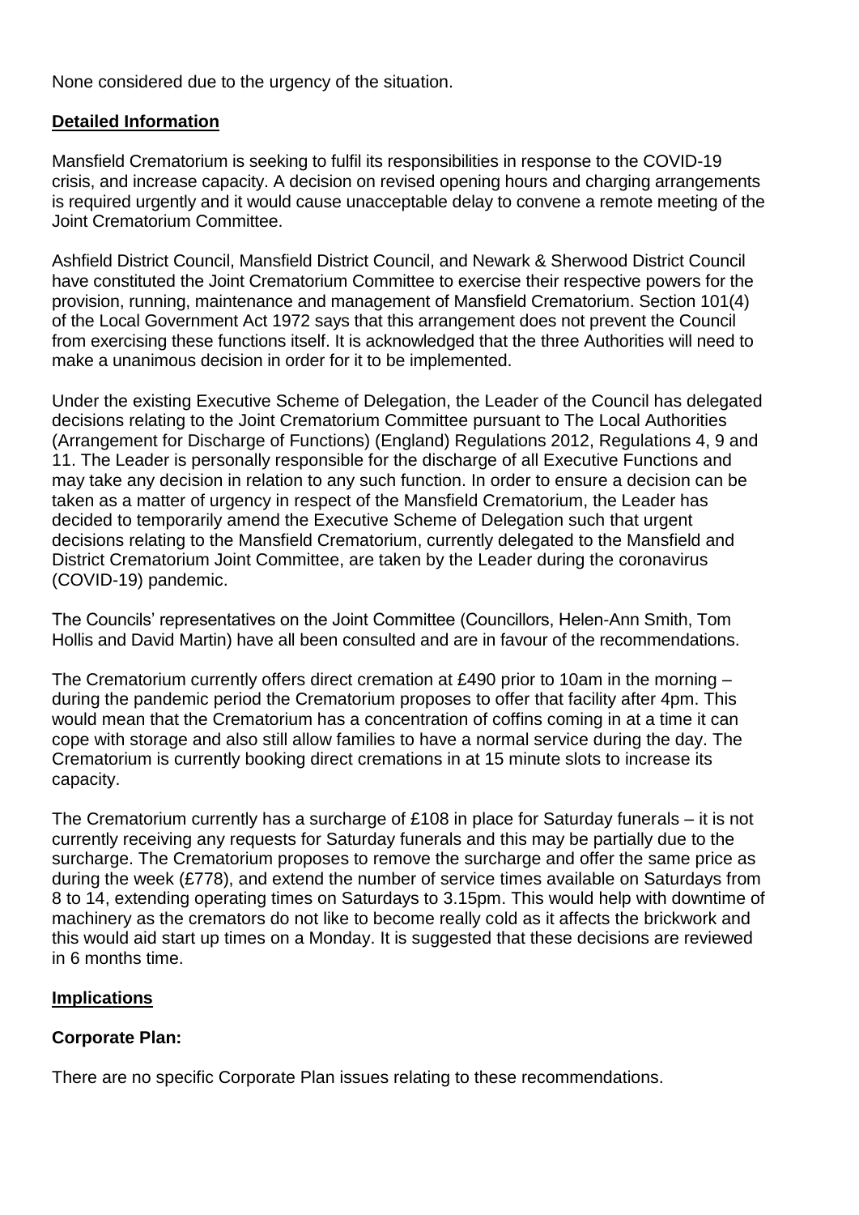None considered due to the urgency of the situation.

## Detailed Information

Mansfield Crematorium is seeking to fulfil its responsibilities in response to the COVID-19 crisis, and increase capacity. A decision on revised opening hours and charging arrangements is required urgently and it would cause unacceptable delay to convene a remote meeting of the Joint Crematorium Committee.

Ashfield District Council, Mansfield District Council, and Newark & Sherwood District Council have constituted the Joint Crematorium Committee to exercise their respective powers for the provision, running, maintenance and management of Mansfield Crematorium. Section 101(4) of the Local Government Act 1972 says that this arrangement does not prevent the Council from exercising these functions itself. It is acknowledged that the three Authorities will need to make a unanimous decision in order for it to be implemented.

Under the existing Executive Scheme of Delegation, the Leader of the Council has delegated decisions relating to the Joint Crematorium Committee pursuant to The Local Authorities (Arrangement for Discharge of Functions) (England) Regulations 2012, Regulations 4, 9 and 11. The Leader is personally responsible for the discharge of all Executive Functions and may take any decision in relation to any such function. In order to ensure a decision can be taken as a matter of urgency in respect of the Mansfield Crematorium, the Leader has decided to temporarily amend the Executive Scheme of Delegation such that urgent decisions relating to the Mansfield Crematorium, currently delegated to the Mansfield and District Crematorium Joint Committee, are taken by the Leader during the coronavirus (COVID-19) pandemic.

The Councils' representatives on the Joint Committee (Councillors, Helen-Ann Smith, Tom Hollis and David Martin) have all been consulted and are in favour of the recommendations.

The Crematorium currently offers direct cremation at £490 prior to 10am in the morning – during the pandemic period the Crematorium proposes to offer that facility after 4pm. This would mean that the Crematorium has a concentration of coffins coming in at a time it can cope with storage and also still allow families to have a normal service during the day. The Crematorium is currently booking direct cremations in at 15 minute slots to increase its capacity.

The Crematorium currently has a surcharge of £108 in place for Saturday funerals – it is not currently receiving any requests for Saturday funerals and this may be partially due to the surcharge. The Crematorium proposes to remove the surcharge and offer the same price as during the week (£778), and extend the number of service times available on Saturdays from 8 to 14, extending operating times on Saturdays to 3.15pm. This would help with downtime of machinery as the cremators do not like to become really cold as it affects the brickwork and this would aid start up times on a Monday. It is suggested that these decisions are reviewed in 6 months time.

## Implications

### Corporate Plan:

There are no specific Corporate Plan issues relating to these recommendations.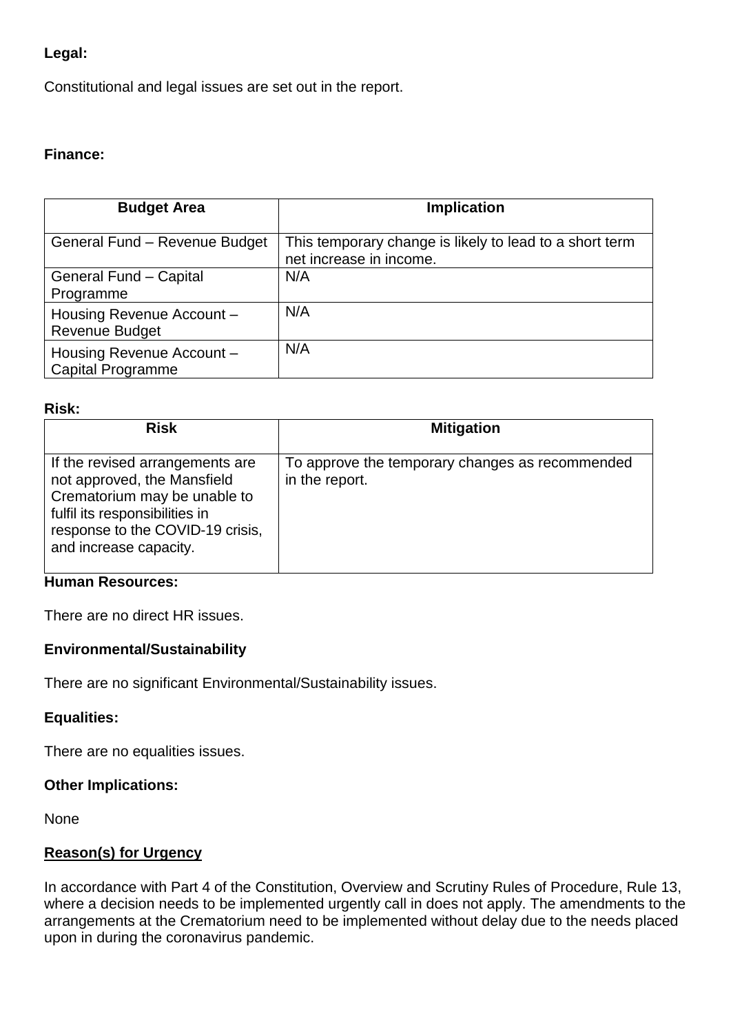**Legal:**

Constitutional and legal issues are set out in the report.

**Finance:**

| Budget Area | Implication |
|---|---|
| General Fund – Revenue Budget | This temporary change is likely to lead to a short term net increase in income. |
| General Fund – Capital Programme | N/A |
| Housing Revenue Account – Revenue Budget | N/A |
| Housing Revenue Account – Capital Programme | N/A |

**Risk:**

| Risk | Mitigation |
|---|---|
| If the revised arrangements are not approved, the Mansfield Crematorium may be unable to fulfil its responsibilities in response to the COVID-19 crisis, and increase capacity. | To approve the temporary changes as recommended in the report. |

**Human Resources:**

There are no direct HR issues.

**Environmental/Sustainability**

There are no significant Environmental/Sustainability issues.

**Equalities:**

There are no equalities issues.

**Other Implications:**

None

**Reason(s) for Urgency**

In accordance with Part 4 of the Constitution, Overview and Scrutiny Rules of Procedure, Rule 13, where a decision needs to be implemented urgently call in does not apply. The amendments to the arrangements at the Crematorium need to be implemented without delay due to the needs placed upon in during the coronavirus pandemic.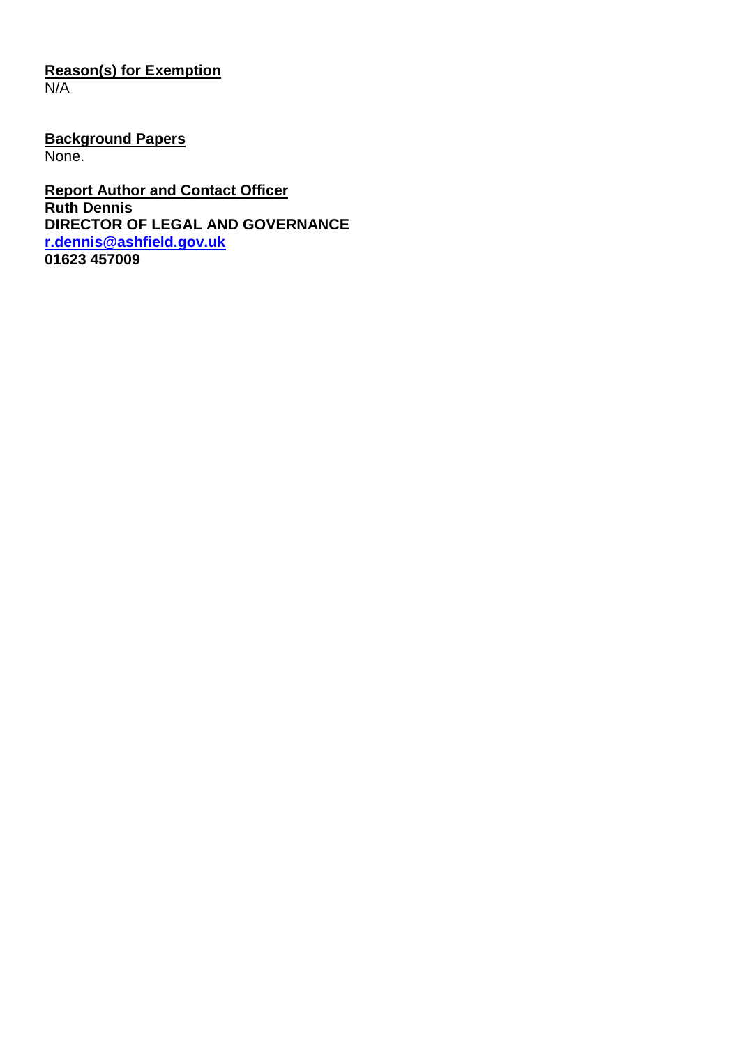**Reason(s) for Exemption**
N/A

**Background Papers**
None.

**Report Author and Contact Officer**
**Ruth Dennis**
**DIRECTOR OF LEGAL AND GOVERNANCE**
**r.dennis@ashfield.gov.uk**
**01623 457009**